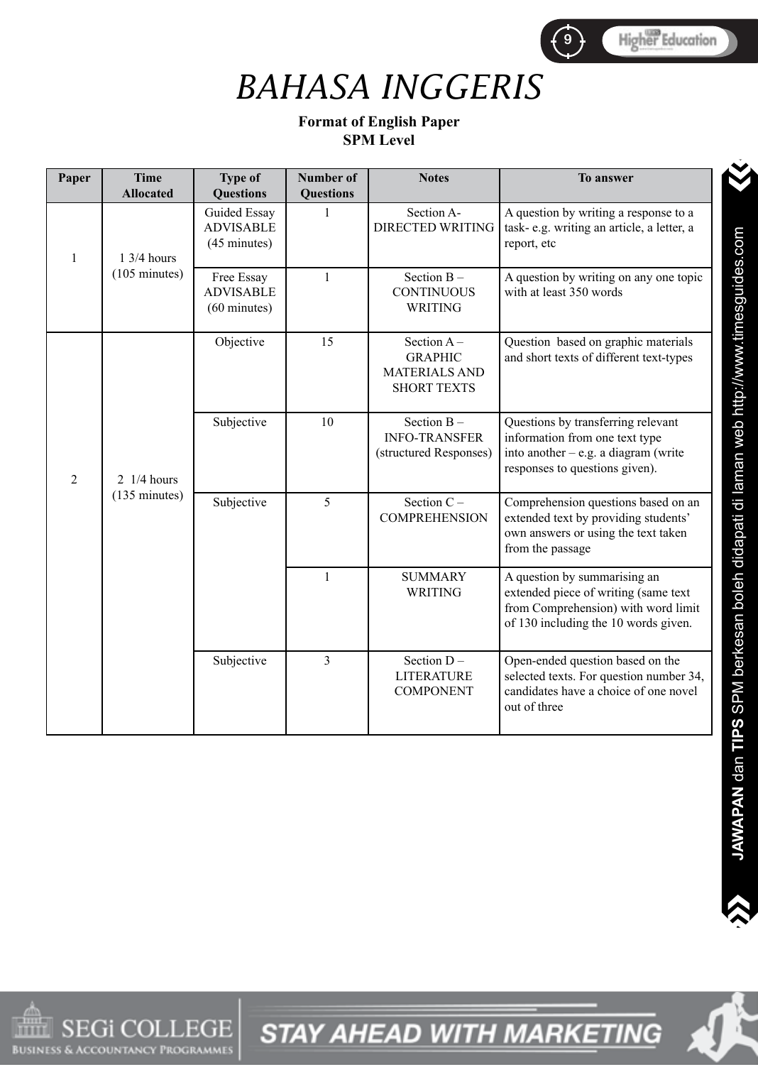# BAHASA INGGERIS

**Format of English Paper**
**SPM Level**

| Paper | Time Allocated | Type of Questions | Number of Questions | Notes | To answer |
|---|---|---|---|---|---|
| 1 | 1 3/4 hours (105 minutes) | Guided Essay ADVISABLE (45 minutes) | 1 | Section A- DIRECTED WRITING | A question by writing a response to a task- e.g. writing an article, a letter, a report, etc |
| | | Free Essay ADVISABLE (60 minutes) | 1 | Section B – CONTINUOUS WRITING | A question by writing on any one topic with at least 350 words |
| 2 | 2 1/4 hours (135 minutes) | Objective | 15 | Section A – GRAPHIC MATERIALS AND SHORT TEXTS | Question based on graphic materials and short texts of different text-types |
| | | Subjective | 10 | Section B – INFO-TRANSFER (structured Responses) | Questions by transferring relevant information from one text type into another – e.g. a diagram (write responses to questions given). |
| | | Subjective | 5 | Section C – COMPREHENSION | Comprehension questions based on an extended text by providing students' own answers or using the text taken from the passage |
| | | | 1 | SUMMARY WRITING | A question by summarising an extended piece of writing (same text from Comprehension) with word limit of 130 including the 10 words given. |
| | | Subjective | 3 | Section D – LITERATURE COMPONENT | Open-ended question based on the selected texts. For question number 34, candidates have a choice of one novel out of three |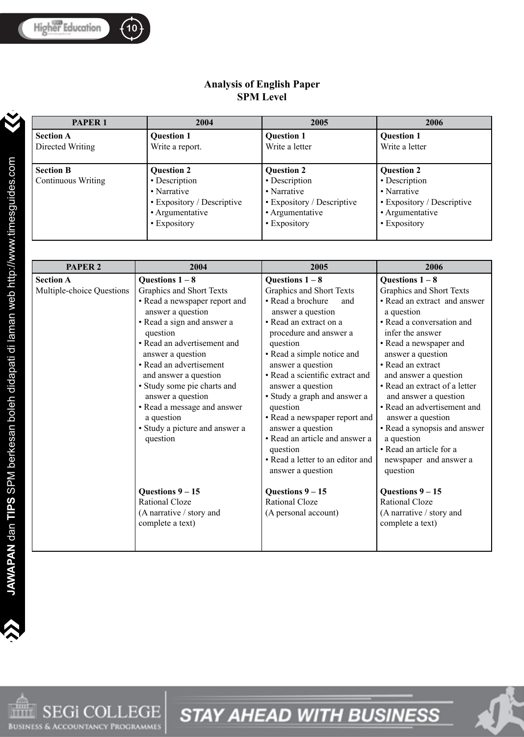**Analysis of English Paper**
**SPM Level**

| PAPER 1 | 2004 | 2005 | 2006 |
|---|---|---|---|
| **Section A**<br>Directed Writing | **Question 1**<br>Write a report. | **Question 1**<br>Write a letter | **Question 1**<br>Write a letter |
| **Section B**<br>Continuous Writing | **Question 2**<br>• Description<br>• Narrative<br>• Expository / Descriptive<br>• Argumentative<br>• Expository | **Question 2**<br>• Description<br>• Narrative<br>• Expository / Descriptive<br>• Argumentative<br>• Expository | **Question 2**<br>• Description<br>• Narrative<br>• Expository / Descriptive<br>• Argumentative<br>• Expository |

| PAPER 2 | 2004 | 2005 | 2006 |
|---|---|---|---|
| **Section A**<br>Multiple-choice Questions | **Questions 1 – 8**<br>Graphics and Short Texts<br>• Read a newspaper report and answer a question<br>• Read a sign and answer a question<br>• Read an advertisement and answer a question<br>• Read an advertisement and answer a question<br>• Study some pie charts and answer a question<br>• Read a message and answer a question<br>• Study a picture and answer a question<br><br>**Questions 9 – 15**<br>Rational Cloze<br>(A narrative / story and complete a text) | **Questions 1 – 8**<br>Graphics and Short Texts<br>• Read a brochure and answer a question<br>• Read an extract on a procedure and answer a question<br>• Read a simple notice and answer a question<br>• Read a scientific extract and answer a question<br>• Study a graph and answer a question<br>• Read a newspaper report and answer a question<br>• Read an article and answer a question<br>• Read a letter to an editor and answer a question<br><br>**Questions 9 – 15**<br>Rational Cloze<br>(A personal account) | **Questions 1 – 8**<br>Graphics and Short Texts<br>• Read an extract and answer a question<br>• Read a conversation and infer the answer<br>• Read a newspaper and answer a question<br>• Read an extract and answer a question<br>• Read an extract of a letter and answer a question<br>• Read an advertisement and answer a question<br>• Read a synopsis and answer a question<br>• Read an article for a newspaper and answer a question<br><br>**Questions 9 – 15**<br>Rational Cloze<br>(A narrative / story and complete a text) |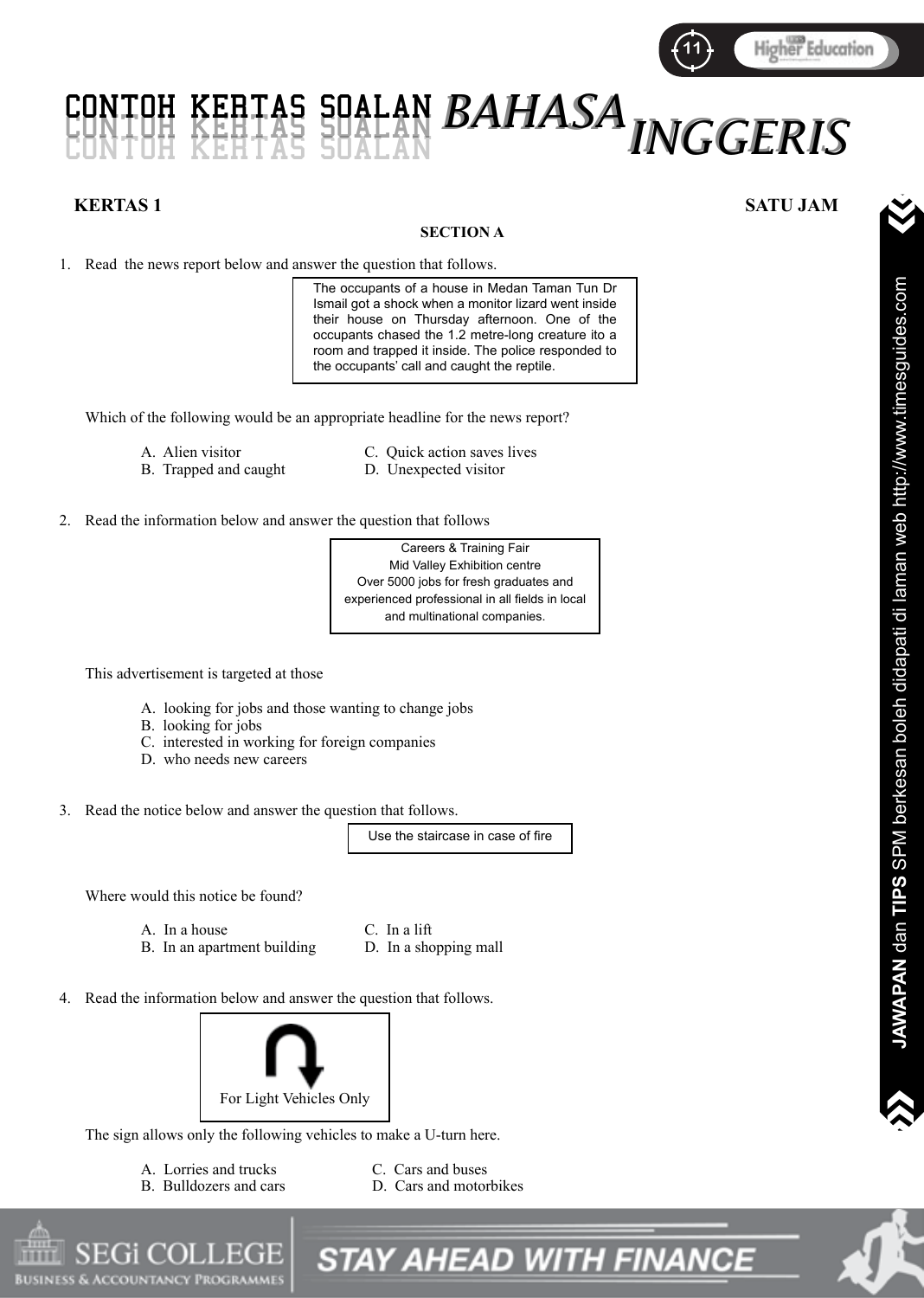# CONTOH KERTAS SOALAN *BAHASA INGGERIS*

**KERTAS 1** **SATU JAM**

**SECTION A**

1. Read the news report below and answer the question that follows.

> The occupants of a house in Medan Taman Tun Dr Ismail got a shock when a monitor lizard went inside their house on Thursday afternoon. One of the occupants chased the 1.2 metre-long creature ito a room and trapped it inside. The police responded to the occupants' call and caught the reptile.

Which of the following would be an appropriate headline for the news report?

A. Alien visitor
B. Trapped and caught
C. Quick action saves lives
D. Unexpected visitor

2. Read the information below and answer the question that follows

> Careers & Training Fair
> Mid Valley Exhibition centre
> Over 5000 jobs for fresh graduates and experienced professional in all fields in local and multinational companies.

This advertisement is targeted at those

A. looking for jobs and those wanting to change jobs
B. looking for jobs
C. interested in working for foreign companies
D. who needs new careers

3. Read the notice below and answer the question that follows.

> Use the staircase in case of fire

Where would this notice be found?

A. In a house
B. In an apartment building
C. In a lift
D. In a shopping mall

4. Read the information below and answer the question that follows.

> For Light Vehicles Only

The sign allows only the following vehicles to make a U-turn here.

A. Lorries and trucks
B. Bulldozers and cars
C. Cars and buses
D. Cars and motorbikes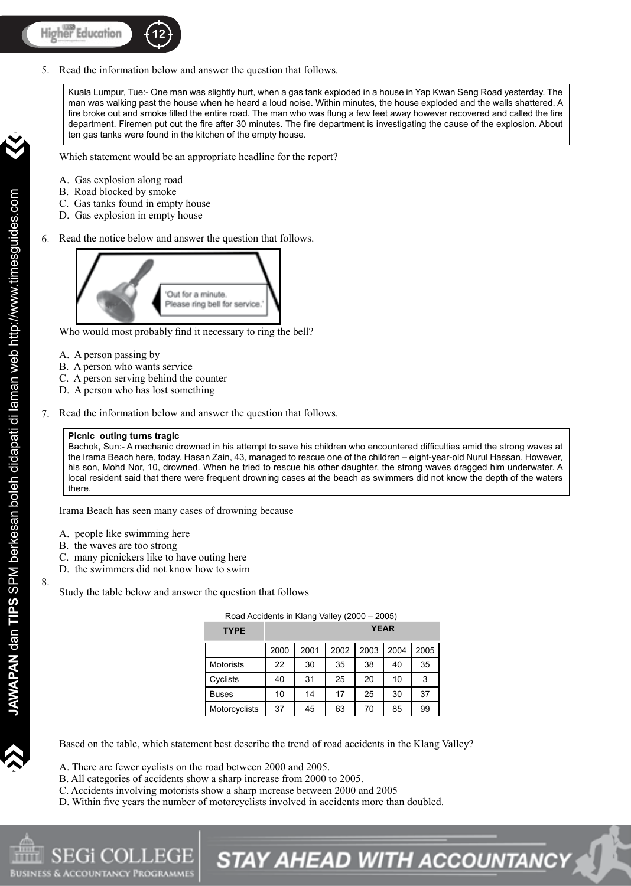5. Read the information below and answer the question that follows.

> Kuala Lumpur, Tue:- One man was slightly hurt, when a gas tank exploded in a house in Yap Kwan Seng Road yesterday. The man was walking past the house when he heard a loud noise. Within minutes, the house exploded and the walls shattered. A fire broke out and smoke filled the entire road. The man who was flung a few feet away however recovered and called the fire department. Firemen put out the fire after 30 minutes. The fire department is investigating the cause of the explosion. About ten gas tanks were found in the kitchen of the empty house.

Which statement would be an appropriate headline for the report?

A. Gas explosion along road
B. Road blocked by smoke
C. Gas tanks found in empty house
D. Gas explosion in empty house

6. Read the notice below and answer the question that follows.

> 'Out for a minute.
> Please ring bell for service.'

Who would most probably find it necessary to ring the bell?

A. A person passing by
B. A person who wants service
C. A person serving behind the counter
D. A person who has lost something

7. Read the information below and answer the question that follows.

> **Picnic outing turns tragic**
> Bachok, Sun:- A mechanic drowned in his attempt to save his children who encountered difficulties amid the strong waves at the Irama Beach here, today. Hasan Zain, 43, managed to rescue one of the children – eight-year-old Nurul Hassan. However, his son, Mohd Nor, 10, drowned. When he tried to rescue his other daughter, the strong waves dragged him underwater. A local resident said that there were frequent drowning cases at the beach as swimmers did not know the depth of the waters there.

Irama Beach has seen many cases of drowning because

A. people like swimming here
B. the waves are too strong
C. many picnickers like to have outing here
D. the swimmers did not know how to swim

8. Study the table below and answer the question that follows

Road Accidents in Klang Valley (2000 – 2005)

| TYPE | YEAR | | | | | |
|---|---|---|---|---|---|---|
| | 2000 | 2001 | 2002 | 2003 | 2004 | 2005 |
| Motorists | 22 | 30 | 35 | 38 | 40 | 35 |
| Cyclists | 40 | 31 | 25 | 20 | 10 | 3 |
| Buses | 10 | 14 | 17 | 25 | 30 | 37 |
| Motorcyclists | 37 | 45 | 63 | 70 | 85 | 99 |

Based on the table, which statement best describe the trend of road accidents in the Klang Valley?

A. There are fewer cyclists on the road between 2000 and 2005.
B. All categories of accidents show a sharp increase from 2000 to 2005.
C. Accidents involving motorists show a sharp increase between 2000 and 2005
D. Within five years the number of motorcyclists involved in accidents more than doubled.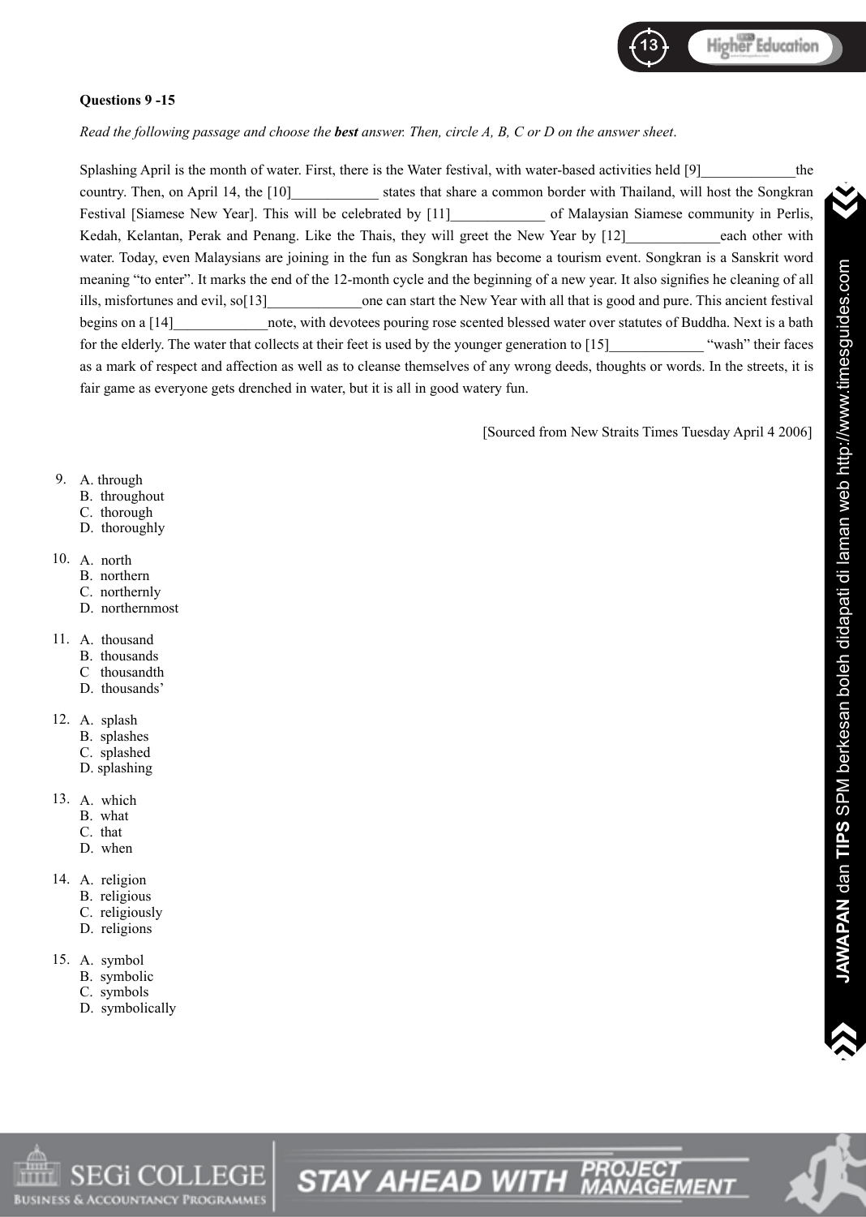**Questions 9 -15**

*Read the following passage and choose the* ***best*** *answer. Then, circle A, B, C or D on the answer sheet.*

Splashing April is the month of water. First, there is the Water festival, with water-based activities held [9]_____________the country. Then, on April 14, the [10]____________ states that share a common border with Thailand, will host the Songkran Festival [Siamese New Year]. This will be celebrated by [11]_____________ of Malaysian Siamese community in Perlis, Kedah, Kelantan, Perak and Penang. Like the Thais, they will greet the New Year by [12]_____________each other with water. Today, even Malaysians are joining in the fun as Songkran has become a tourism event. Songkran is a Sanskrit word meaning "to enter". It marks the end of the 12-month cycle and the beginning of a new year. It also signifies he cleaning of all ills, misfortunes and evil, so[13]_____________one can start the New Year with all that is good and pure. This ancient festival begins on a [14]_____________note, with devotees pouring rose scented blessed water over statutes of Buddha. Next is a bath for the elderly. The water that collects at their feet is used by the younger generation to [15]_____________ "wash" their faces as a mark of respect and affection as well as to cleanse themselves of any wrong deeds, thoughts or words. In the streets, it is fair game as everyone gets drenched in water, but it is all in good watery fun.

[Sourced from New Straits Times Tuesday April 4 2006]

9. A. through
   B. throughout
   C. thorough
   D. thoroughly

10. A. north
    B. northern
    C. northernly
    D. northernmost

11. A. thousand
    B. thousands
    C thousandth
    D. thousands'

12. A. splash
    B. splashes
    C. splashed
    D. splashing

13. A. which
    B. what
    C. that
    D. when

14. A. religion
    B. religious
    C. religiously
    D. religions

15. A. symbol
    B. symbolic
    C. symbols
    D. symbolically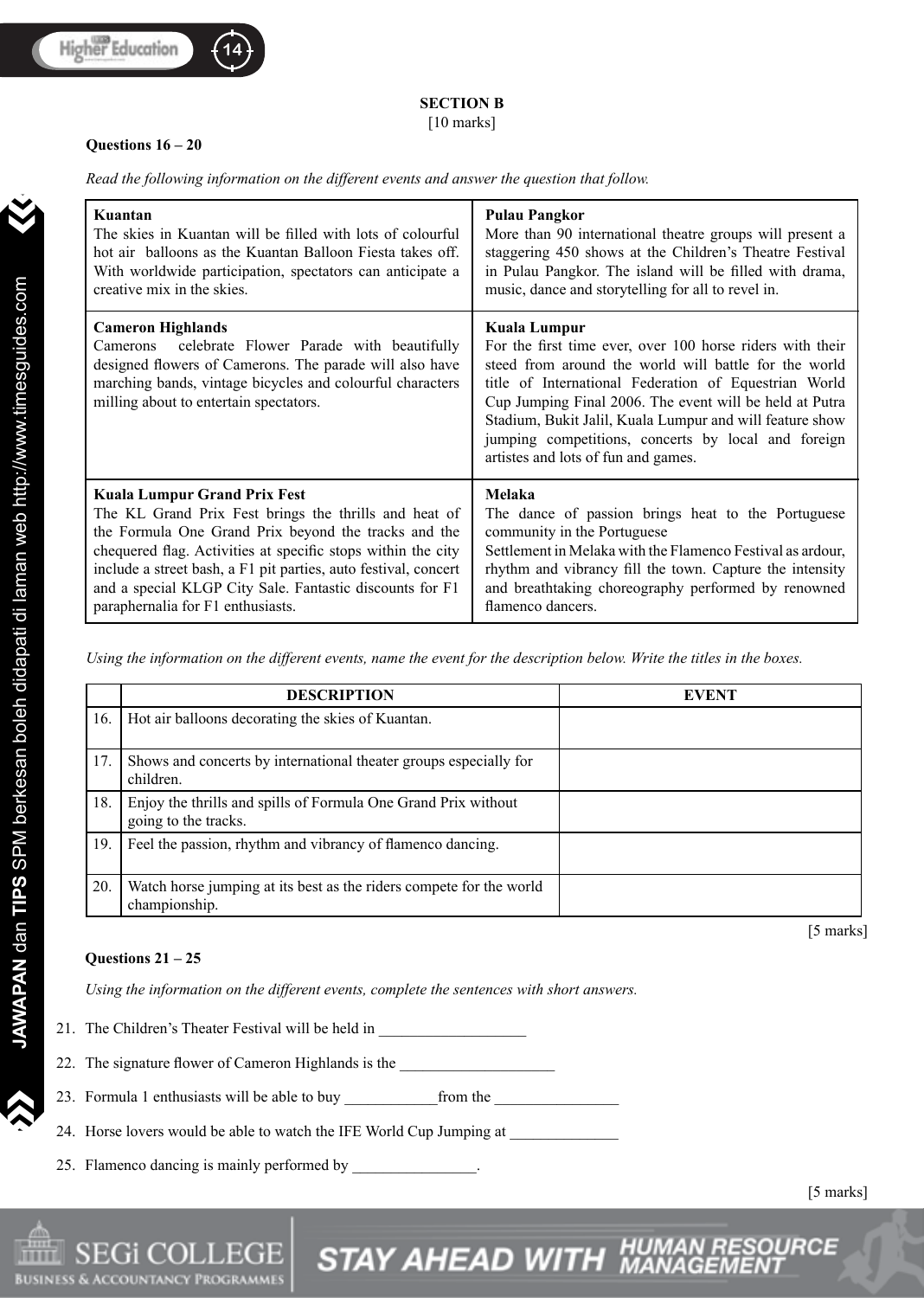**SECTION B**
[10 marks]

**Questions 16 – 20**

*Read the following information on the different events and answer the question that follow.*

| **Kuantan**<br>The skies in Kuantan will be filled with lots of colourful hot air balloons as the Kuantan Balloon Fiesta takes off. With worldwide participation, spectators can anticipate a creative mix in the skies. | **Pulau Pangkor**<br>More than 90 international theatre groups will present a staggering 450 shows at the Children's Theatre Festival in Pulau Pangkor. The island will be filled with drama, music, dance and storytelling for all to revel in. |
|---|---|
| **Cameron Highlands**<br>Camerons celebrate Flower Parade with beautifully designed flowers of Camerons. The parade will also have marching bands, vintage bicycles and colourful characters milling about to entertain spectators. | **Kuala Lumpur**<br>For the first time ever, over 100 horse riders with their steed from around the world will battle for the world title of International Federation of Equestrian World Cup Jumping Final 2006. The event will be held at Putra Stadium, Bukit Jalil, Kuala Lumpur and will feature show jumping competitions, concerts by local and foreign artistes and lots of fun and games. |
| **Kuala Lumpur Grand Prix Fest**<br>The KL Grand Prix Fest brings the thrills and heat of the Formula One Grand Prix beyond the tracks and the chequered flag. Activities at specific stops within the city include a street bash, a F1 pit parties, auto festival, concert and a special KLGP City Sale. Fantastic discounts for F1 paraphernalia for F1 enthusiasts. | **Melaka**<br>The dance of passion brings heat to the Portuguese community in the Portuguese<br>Settlement in Melaka with the Flamenco Festival as ardour, rhythm and vibrancy fill the town. Capture the intensity and breathtaking choreography performed by renowned flamenco dancers. |

*Using the information on the different events, name the event for the description below. Write the titles in the boxes.*

| | DESCRIPTION | EVENT |
|---|---|---|
| 16. | Hot air balloons decorating the skies of Kuantan. | |
| 17. | Shows and concerts by international theater groups especially for children. | |
| 18. | Enjoy the thrills and spills of Formula One Grand Prix without going to the tracks. | |
| 19. | Feel the passion, rhythm and vibrancy of flamenco dancing. | |
| 20. | Watch horse jumping at its best as the riders compete for the world championship. | |

[5 marks]

**Questions 21 – 25**

*Using the information on the different events, complete the sentences with short answers.*

21. The Children's Theater Festival will be held in ___________________
22. The signature flower of Cameron Highlands is the ____________________
23. Formula 1 enthusiasts will be able to buy ____________from the ________________
24. Horse lovers would be able to watch the IFE World Cup Jumping at ______________
25. Flamenco dancing is mainly performed by ________________.

[5 marks]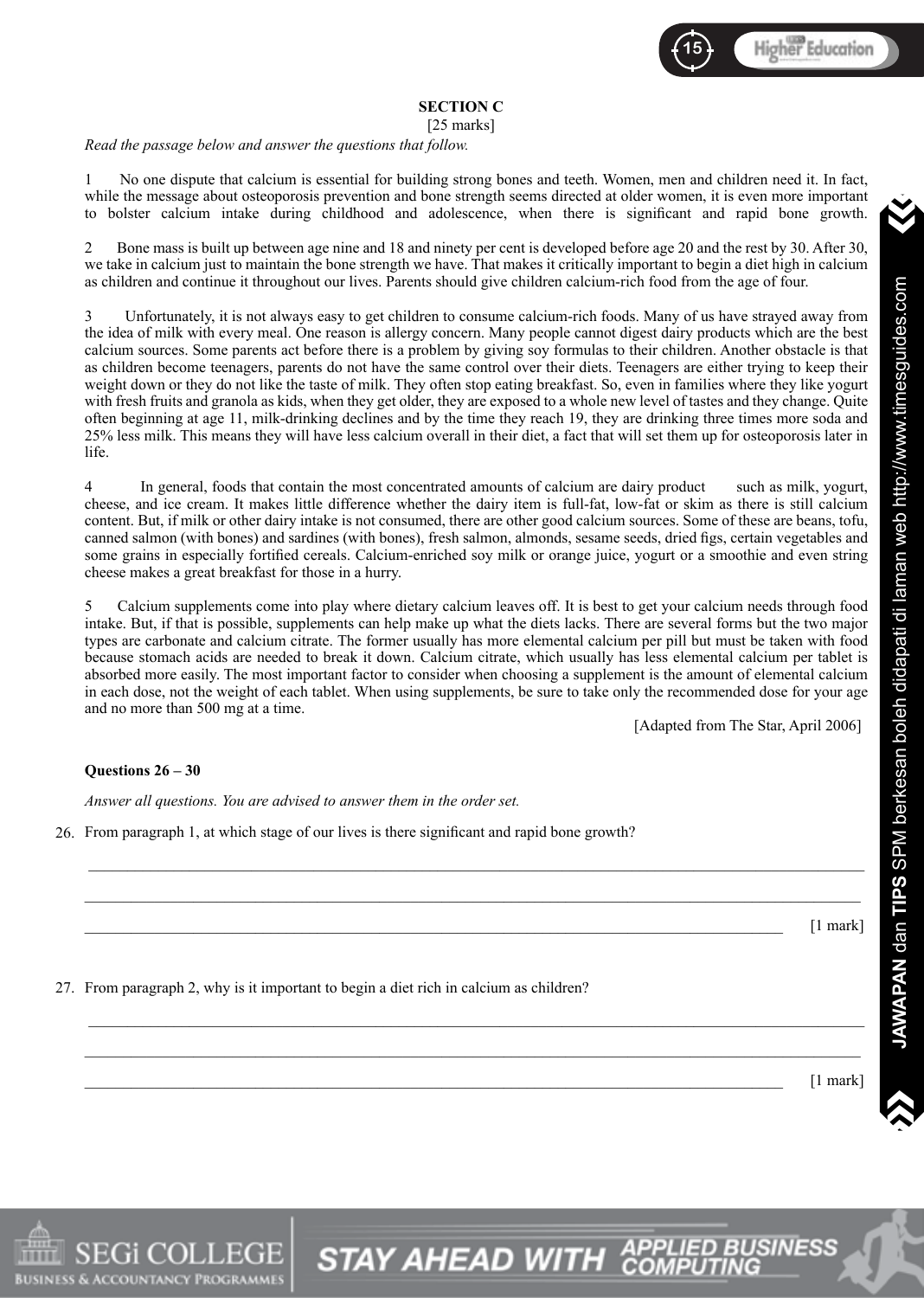## SECTION C

[25 marks]

*Read the passage below and answer the questions that follow.*

1 No one dispute that calcium is essential for building strong bones and teeth. Women, men and children need it. In fact, while the message about osteoporosis prevention and bone strength seems directed at older women, it is even more important to bolster calcium intake during childhood and adolescence, when there is significant and rapid bone growth.

2 Bone mass is built up between age nine and 18 and ninety per cent is developed before age 20 and the rest by 30. After 30, we take in calcium just to maintain the bone strength we have. That makes it critically important to begin a diet high in calcium as children and continue it throughout our lives. Parents should give children calcium-rich food from the age of four.

3 Unfortunately, it is not always easy to get children to consume calcium-rich foods. Many of us have strayed away from the idea of milk with every meal. One reason is allergy concern. Many people cannot digest dairy products which are the best calcium sources. Some parents act before there is a problem by giving soy formulas to their children. Another obstacle is that as children become teenagers, parents do not have the same control over their diets. Teenagers are either trying to keep their weight down or they do not like the taste of milk. They often stop eating breakfast. So, even in families where they like yogurt with fresh fruits and granola as kids, when they get older, they are exposed to a whole new level of tastes and they change. Quite often beginning at age 11, milk-drinking declines and by the time they reach 19, they are drinking three times more soda and 25% less milk. This means they will have less calcium overall in their diet, a fact that will set them up for osteoporosis later in life.

4 In general, foods that contain the most concentrated amounts of calcium are dairy product such as milk, yogurt, cheese, and ice cream. It makes little difference whether the dairy item is full-fat, low-fat or skim as there is still calcium content. But, if milk or other dairy intake is not consumed, there are other good calcium sources. Some of these are beans, tofu, canned salmon (with bones) and sardines (with bones), fresh salmon, almonds, sesame seeds, dried figs, certain vegetables and some grains in especially fortified cereals. Calcium-enriched soy milk or orange juice, yogurt or a smoothie and even string cheese makes a great breakfast for those in a hurry.

5 Calcium supplements come into play where dietary calcium leaves off. It is best to get your calcium needs through food intake. But, if that is possible, supplements can help make up what the diets lacks. There are several forms but the two major types are carbonate and calcium citrate. The former usually has more elemental calcium per pill but must be taken with food because stomach acids are needed to break it down. Calcium citrate, which usually has less elemental calcium per tablet is absorbed more easily. The most important factor to consider when choosing a supplement is the amount of elemental calcium in each dose, not the weight of each tablet. When using supplements, be sure to take only the recommended dose for your age and no more than 500 mg at a time.

[Adapted from The Star, April 2006]

**Questions 26 – 30**

*Answer all questions. You are advised to answer them in the order set.*

26. From paragraph 1, at which stage of our lives is there significant and rapid bone growth?

______________________________________________________________________

______________________________________________________________________

______________________________________________________________________ [1 mark]

27. From paragraph 2, why is it important to begin a diet rich in calcium as children?

______________________________________________________________________

______________________________________________________________________

______________________________________________________________________ [1 mark]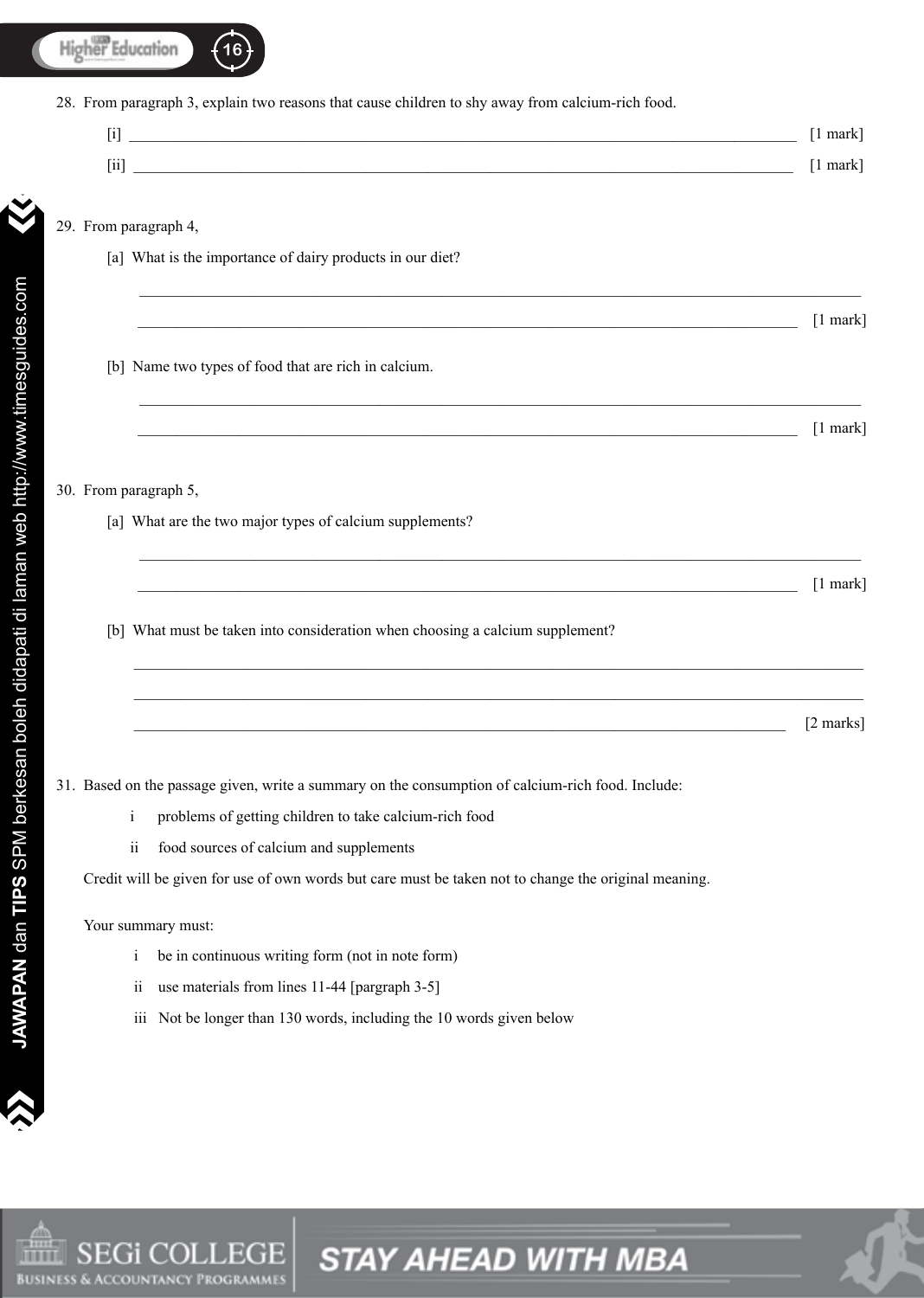28. From paragraph 3, explain two reasons that cause children to shy away from calcium-rich food.

    [i] ________________________________________________ [1 mark]

    [ii] ________________________________________________ [1 mark]

29. From paragraph 4,

    [a] What is the importance of dairy products in our diet?

    ________________________________________________

    ________________________________________________ [1 mark]

    [b] Name two types of food that are rich in calcium.

    ________________________________________________

    ________________________________________________ [1 mark]

30. From paragraph 5,

    [a] What are the two major types of calcium supplements?

    ________________________________________________

    ________________________________________________ [1 mark]

    [b] What must be taken into consideration when choosing a calcium supplement?

    ________________________________________________

    ________________________________________________

    ________________________________________________ [2 marks]

31. Based on the passage given, write a summary on the consumption of calcium-rich food. Include:

    i problems of getting children to take calcium-rich food

    ii food sources of calcium and supplements

    Credit will be given for use of own words but care must be taken not to change the original meaning.

    Your summary must:

    i be in continuous writing form (not in note form)

    ii use materials from lines 11-44 [pargraph 3-5]

    iii Not be longer than 130 words, including the 10 words given below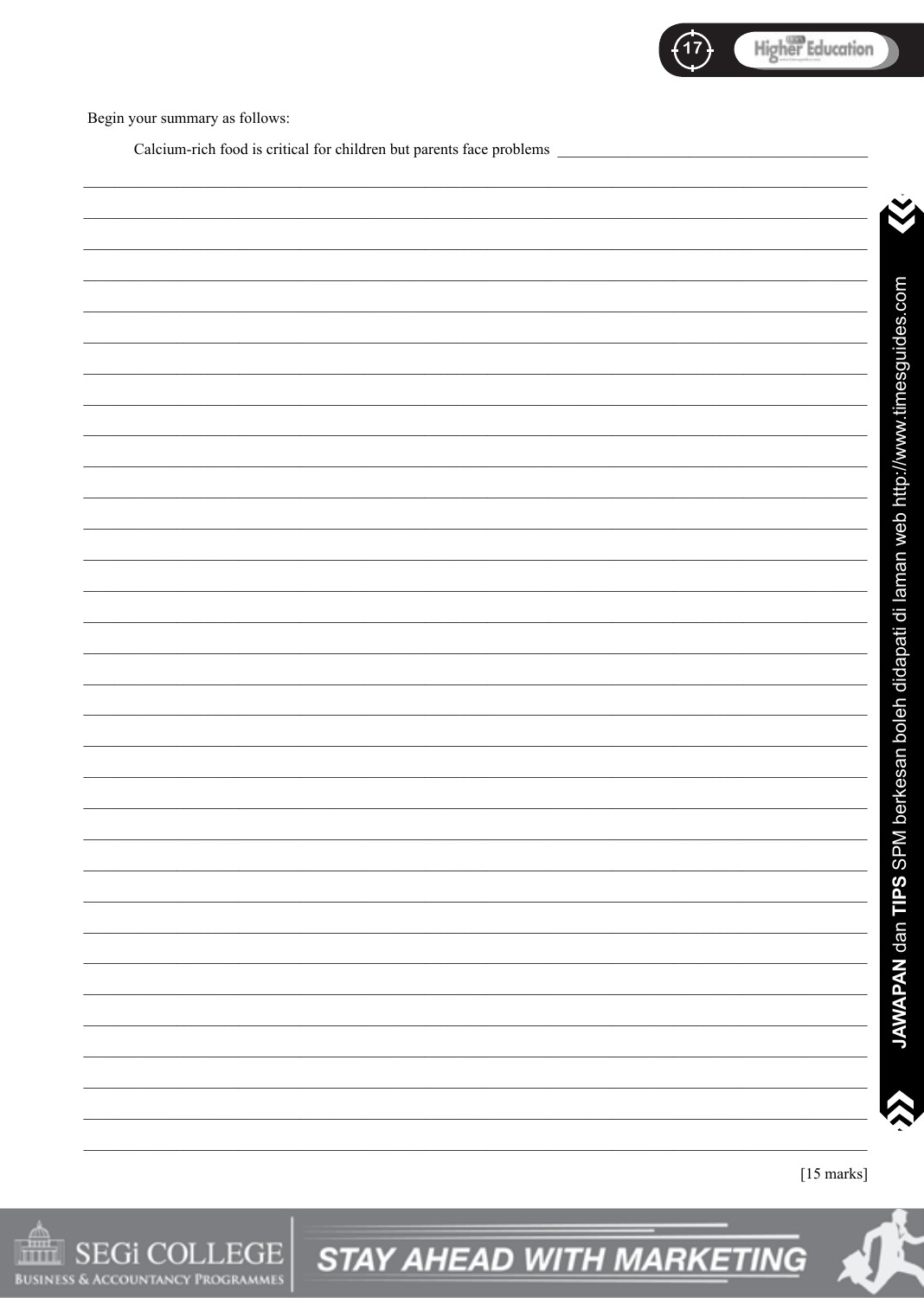Begin your summary as follows:

Calcium-rich food is critical for children but parents face problems ____________________________________________

____________________________________________________________________________________

____________________________________________________________________________________

____________________________________________________________________________________

[15 marks]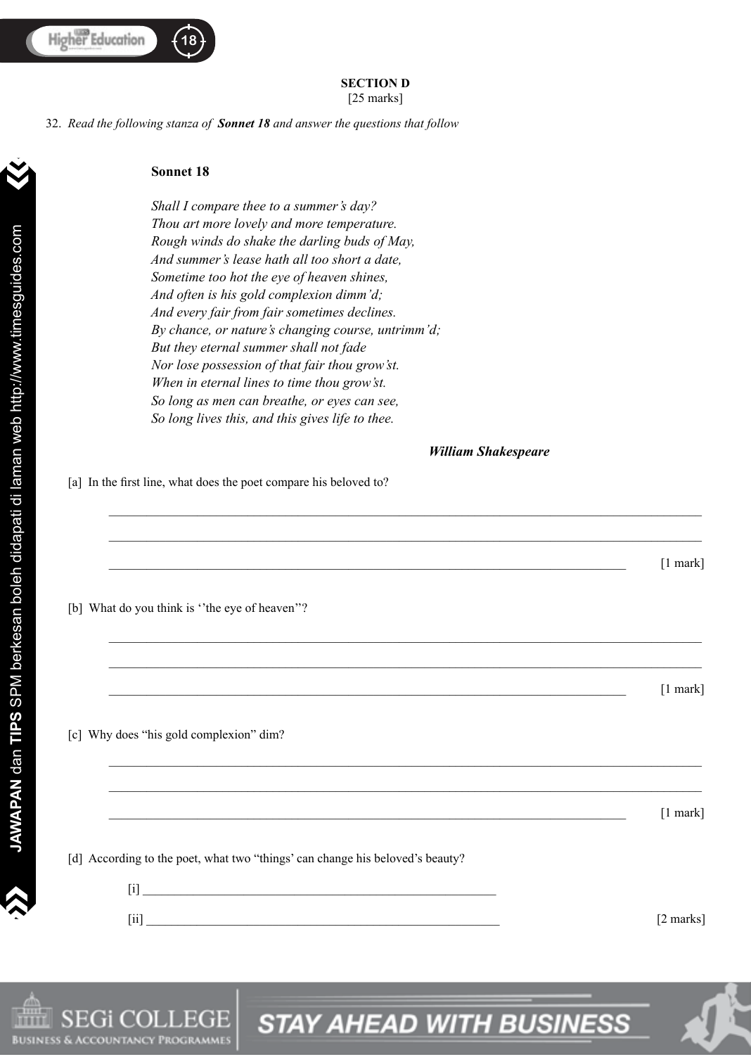**SECTION D**
[25 marks]

32. *Read the following stanza of* ***Sonnet 18*** *and answer the questions that follow*

**Sonnet 18**

*Shall I compare thee to a summer's day?*
*Thou art more lovely and more temperature.*
*Rough winds do shake the darling buds of May,*
*And summer's lease hath all too short a date,*
*Sometime too hot the eye of heaven shines,*
*And often is his gold complexion dimm'd;*
*And every fair from fair sometimes declines.*
*By chance, or nature's changing course, untrimm'd;*
*But they eternal summer shall not fade*
*Nor lose possession of that fair thou grow'st.*
*When in eternal lines to time thou grow'st.*
*So long as men can breathe, or eyes can see,*
*So long lives this, and this gives life to thee.*

***William Shakespeare***

[a] In the first line, what does the poet compare his beloved to?

______________________________________________________________________

______________________________________________________________________

______________________________________________________________________ [1 mark]

[b] What do you think is ''the eye of heaven''?

______________________________________________________________________

______________________________________________________________________

______________________________________________________________________ [1 mark]

[c] Why does "his gold complexion" dim?

______________________________________________________________________

______________________________________________________________________

______________________________________________________________________ [1 mark]

[d] According to the poet, what two "things' can change his beloved's beauty?

[i] ______________________________________________________

[ii] ______________________________________________________ [2 marks]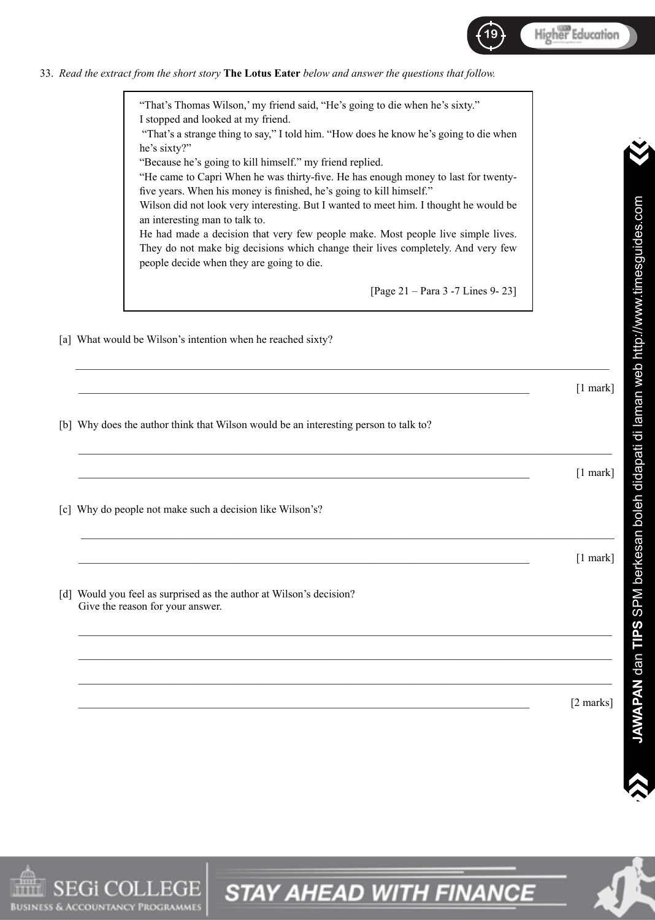33. *Read the extract from the short story* **The Lotus Eater** *below and answer the questions that follow.*

> "That's Thomas Wilson,' my friend said, "He's going to die when he's sixty."
> I stopped and looked at my friend.
> "That's a strange thing to say," I told him. "How does he know he's going to die when he's sixty?"
> "Because he's going to kill himself." my friend replied.
> "He came to Capri When he was thirty-five. He has enough money to last for twenty-five years. When his money is finished, he's going to kill himself."
> Wilson did not look very interesting. But I wanted to meet him. I thought he would be an interesting man to talk to.
> He had made a decision that very few people make. Most people live simple lives. They do not make big decisions which change their lives completely. And very few people decide when they are going to die.
>
> [Page 21 – Para 3 -7 Lines 9- 23]

[a] What would be Wilson's intention when he reached sixty?

\_\_\_\_\_\_\_\_\_\_\_\_\_\_\_\_\_\_\_\_\_\_\_\_\_\_\_\_\_\_\_\_\_\_\_\_\_\_\_\_\_\_\_\_\_\_\_\_\_\_\_\_\_\_\_\_\_\_\_\_\_\_\_\_\_\_\_\_\_\_

\_\_\_\_\_\_\_\_\_\_\_\_\_\_\_\_\_\_\_\_\_\_\_\_\_\_\_\_\_\_\_\_\_\_\_\_\_\_\_\_\_\_\_\_\_\_\_\_\_\_\_\_\_\_\_\_\_\_\_\_\_\_\_\_\_\_\_\_\_\_ [1 mark]

[b] Why does the author think that Wilson would be an interesting person to talk to?

\_\_\_\_\_\_\_\_\_\_\_\_\_\_\_\_\_\_\_\_\_\_\_\_\_\_\_\_\_\_\_\_\_\_\_\_\_\_\_\_\_\_\_\_\_\_\_\_\_\_\_\_\_\_\_\_\_\_\_\_\_\_\_\_\_\_\_\_\_\_

\_\_\_\_\_\_\_\_\_\_\_\_\_\_\_\_\_\_\_\_\_\_\_\_\_\_\_\_\_\_\_\_\_\_\_\_\_\_\_\_\_\_\_\_\_\_\_\_\_\_\_\_\_\_\_\_\_\_\_\_\_\_\_\_\_\_\_\_\_\_ [1 mark]

[c] Why do people not make such a decision like Wilson's?

\_\_\_\_\_\_\_\_\_\_\_\_\_\_\_\_\_\_\_\_\_\_\_\_\_\_\_\_\_\_\_\_\_\_\_\_\_\_\_\_\_\_\_\_\_\_\_\_\_\_\_\_\_\_\_\_\_\_\_\_\_\_\_\_\_\_\_\_\_\_

\_\_\_\_\_\_\_\_\_\_\_\_\_\_\_\_\_\_\_\_\_\_\_\_\_\_\_\_\_\_\_\_\_\_\_\_\_\_\_\_\_\_\_\_\_\_\_\_\_\_\_\_\_\_\_\_\_\_\_\_\_\_\_\_\_\_\_\_\_\_ [1 mark]

[d] Would you feel as surprised as the author at Wilson's decision?
Give the reason for your answer.

\_\_\_\_\_\_\_\_\_\_\_\_\_\_\_\_\_\_\_\_\_\_\_\_\_\_\_\_\_\_\_\_\_\_\_\_\_\_\_\_\_\_\_\_\_\_\_\_\_\_\_\_\_\_\_\_\_\_\_\_\_\_\_\_\_\_\_\_\_\_

\_\_\_\_\_\_\_\_\_\_\_\_\_\_\_\_\_\_\_\_\_\_\_\_\_\_\_\_\_\_\_\_\_\_\_\_\_\_\_\_\_\_\_\_\_\_\_\_\_\_\_\_\_\_\_\_\_\_\_\_\_\_\_\_\_\_\_\_\_\_

\_\_\_\_\_\_\_\_\_\_\_\_\_\_\_\_\_\_\_\_\_\_\_\_\_\_\_\_\_\_\_\_\_\_\_\_\_\_\_\_\_\_\_\_\_\_\_\_\_\_\_\_\_\_\_\_\_\_\_\_\_\_\_\_\_\_\_\_\_\_

\_\_\_\_\_\_\_\_\_\_\_\_\_\_\_\_\_\_\_\_\_\_\_\_\_\_\_\_\_\_\_\_\_\_\_\_\_\_\_\_\_\_\_\_\_\_\_\_\_\_\_\_\_\_\_\_\_\_\_\_\_\_\_\_\_\_\_\_\_\_ [2 marks]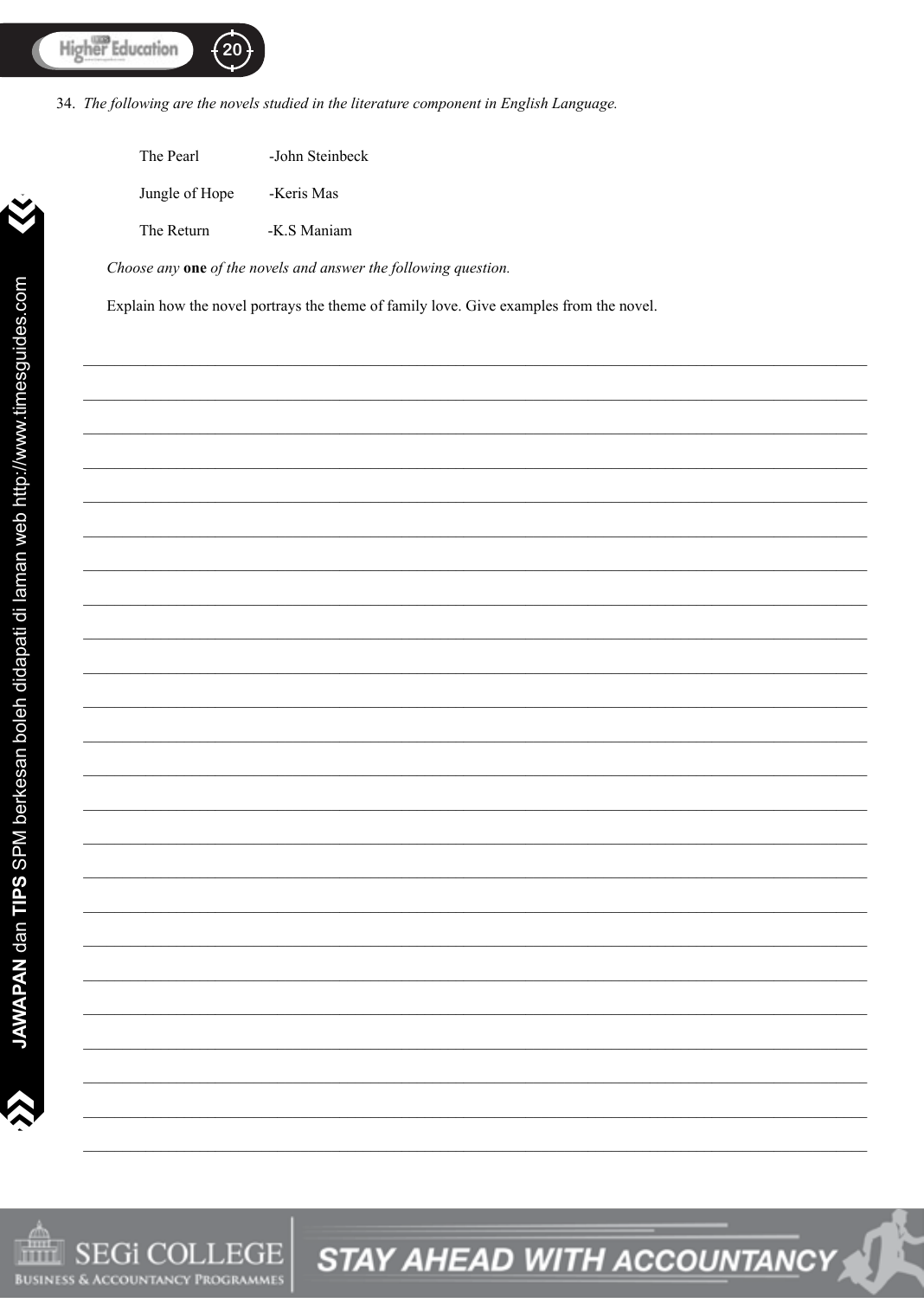34. *The following are the novels studied in the literature component in English Language.*

| | |
|---|---|
| The Pearl | -John Steinbeck |
| Jungle of Hope | -Keris Mas |
| The Return | -K.S Maniam |

*Choose any* **one** *of the novels and answer the following question.*

Explain how the novel portrays the theme of family love. Give examples from the novel.

_______________________________________________________________________________

_______________________________________________________________________________

_______________________________________________________________________________

_______________________________________________________________________________

_______________________________________________________________________________

_______________________________________________________________________________

_______________________________________________________________________________

_______________________________________________________________________________

_______________________________________________________________________________

_______________________________________________________________________________

_______________________________________________________________________________

_______________________________________________________________________________

_______________________________________________________________________________

_______________________________________________________________________________

_______________________________________________________________________________

_______________________________________________________________________________

_______________________________________________________________________________

_______________________________________________________________________________

_______________________________________________________________________________

_______________________________________________________________________________

_______________________________________________________________________________

_______________________________________________________________________________

_______________________________________________________________________________

_______________________________________________________________________________